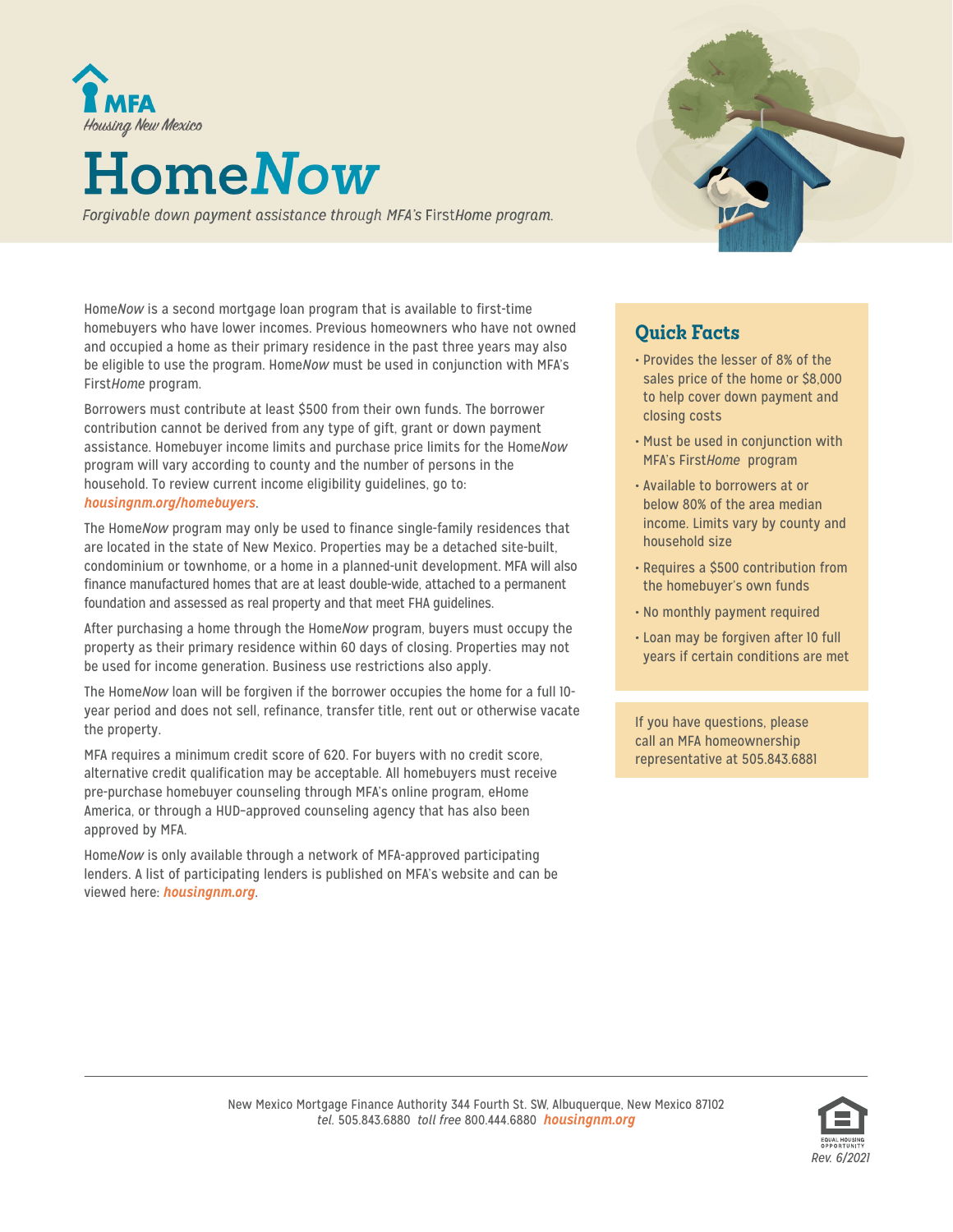MFA
*Housing New Mexico*

# Home*Now*

*Forgivable down payment assistance through MFA's* First*Home program.*

Home*Now* is a second mortgage loan program that is available to first-time homebuyers who have lower incomes. Previous homeowners who have not owned and occupied a home as their primary residence in the past three years may also be eligible to use the program. Home*Now* must be used in conjunction with MFA's First*Home* program.

Borrowers must contribute at least $500 from their own funds. The borrower contribution cannot be derived from any type of gift, grant or down payment assistance. Homebuyer income limits and purchase price limits for the Home*Now* program will vary according to county and the number of persons in the household. To review current income eligibility guidelines, go to: ***housingnm.org/homebuyers***.

The Home*Now* program may only be used to finance single-family residences that are located in the state of New Mexico. Properties may be a detached site-built, condominium or townhome, or a home in a planned-unit development. MFA will also finance manufactured homes that are at least double-wide, attached to a permanent foundation and assessed as real property and that meet FHA guidelines.

After purchasing a home through the Home*Now* program, buyers must occupy the property as their primary residence within 60 days of closing. Properties may not be used for income generation. Business use restrictions also apply.

The Home*Now* loan will be forgiven if the borrower occupies the home for a full 10-year period and does not sell, refinance, transfer title, rent out or otherwise vacate the property.

MFA requires a minimum credit score of 620. For buyers with no credit score, alternative credit qualification may be acceptable. All homebuyers must receive pre-purchase homebuyer counseling through MFA's online program, eHome America, or through a HUD-approved counseling agency that has also been approved by MFA.

Home*Now* is only available through a network of MFA-approved participating lenders. A list of participating lenders is published on MFA's website and can be viewed here: ***housingnm.org***.

## Quick Facts

- Provides the lesser of 8% of the sales price of the home or $8,000 to help cover down payment and closing costs
- Must be used in conjunction with MFA's First*Home* program
- Available to borrowers at or below 80% of the area median income. Limits vary by county and household size
- Requires a $500 contribution from the homebuyer's own funds
- No monthly payment required
- Loan may be forgiven after 10 full years if certain conditions are met

If you have questions, please call an MFA homeownership representative at 505.843.6881

New Mexico Mortgage Finance Authority 344 Fourth St. SW, Albuquerque, New Mexico 87102
*tel.* 505.843.6880 *toll free* 800.444.6880 ***housingnm.org***

EQUAL HOUSING OPPORTUNITY

*Rev. 6/2021*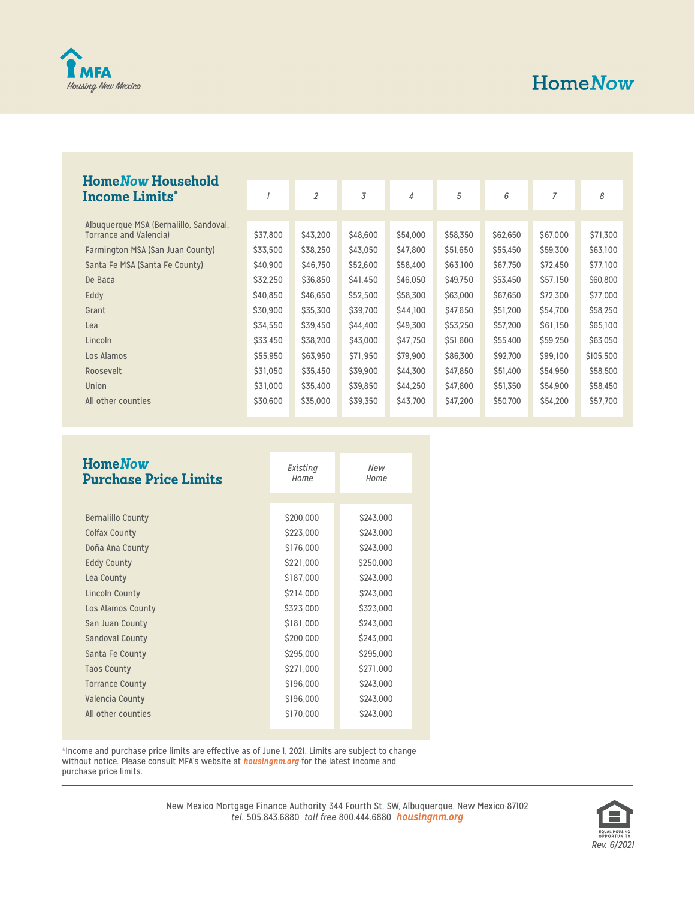MFA Housing New Mexico

# HomeNow

## HomeNow Household Income Limits*

| | 1 | 2 | 3 | 4 | 5 | 6 | 7 | 8 |
|---|---|---|---|---|---|---|---|---|
| Albuquerque MSA (Bernalillo, Sandoval, Torrance and Valencia) | $37,800 | $43,200 | $48,600 | $54,000 | $58,350 | $62,650 | $67,000 | $71,300 |
| Farmington MSA (San Juan County) | $33,500 | $38,250 | $43,050 | $47,800 | $51,650 | $55,450 | $59,300 | $63,100 |
| Santa Fe MSA (Santa Fe County) | $40,900 | $46,750 | $52,600 | $58,400 | $63,100 | $67,750 | $72,450 | $77,100 |
| De Baca | $32,250 | $36,850 | $41,450 | $46,050 | $49,750 | $53,450 | $57,150 | $60,800 |
| Eddy | $40,850 | $46,650 | $52,500 | $58,300 | $63,000 | $67,650 | $72,300 | $77,000 |
| Grant | $30,900 | $35,300 | $39,700 | $44,100 | $47,650 | $51,200 | $54,700 | $58,250 |
| Lea | $34,550 | $39,450 | $44,400 | $49,300 | $53,250 | $57,200 | $61,150 | $65,100 |
| Lincoln | $33,450 | $38,200 | $43,000 | $47,750 | $51,600 | $55,400 | $59,250 | $63,050 |
| Los Alamos | $55,950 | $63,950 | $71,950 | $79,900 | $86,300 | $92,700 | $99,100 | $105,500 |
| Roosevelt | $31,050 | $35,450 | $39,900 | $44,300 | $47,850 | $51,400 | $54,950 | $58,500 |
| Union | $31,000 | $35,400 | $39,850 | $44,250 | $47,800 | $51,350 | $54,900 | $58,450 |
| All other counties | $30,600 | $35,000 | $39,350 | $43,700 | $47,200 | $50,700 | $54,200 | $57,700 |

## HomeNow Purchase Price Limits

| | Existing Home | New Home |
|---|---|---|
| Bernalillo County | $200,000 | $243,000 |
| Colfax County | $223,000 | $243,000 |
| Doña Ana County | $176,000 | $243,000 |
| Eddy County | $221,000 | $250,000 |
| Lea County | $187,000 | $243,000 |
| Lincoln County | $214,000 | $243,000 |
| Los Alamos County | $323,000 | $323,000 |
| San Juan County | $181,000 | $243,000 |
| Sandoval County | $200,000 | $243,000 |
| Santa Fe County | $295,000 | $295,000 |
| Taos County | $271,000 | $271,000 |
| Torrance County | $196,000 | $243,000 |
| Valencia County | $196,000 | $243,000 |
| All other counties | $170,000 | $243,000 |

*Income and purchase price limits are effective as of June 1, 2021. Limits are subject to change without notice. Please consult MFA's website at ***housingnm.org*** for the latest income and purchase price limits.

---

New Mexico Mortgage Finance Authority 344 Fourth St. SW, Albuquerque, New Mexico 87102
*tel.* 505.843.6880 *toll free* 800.444.6880 ***housingnm.org***

EQUAL HOUSING OPPORTUNITY

*Rev. 6/2021*